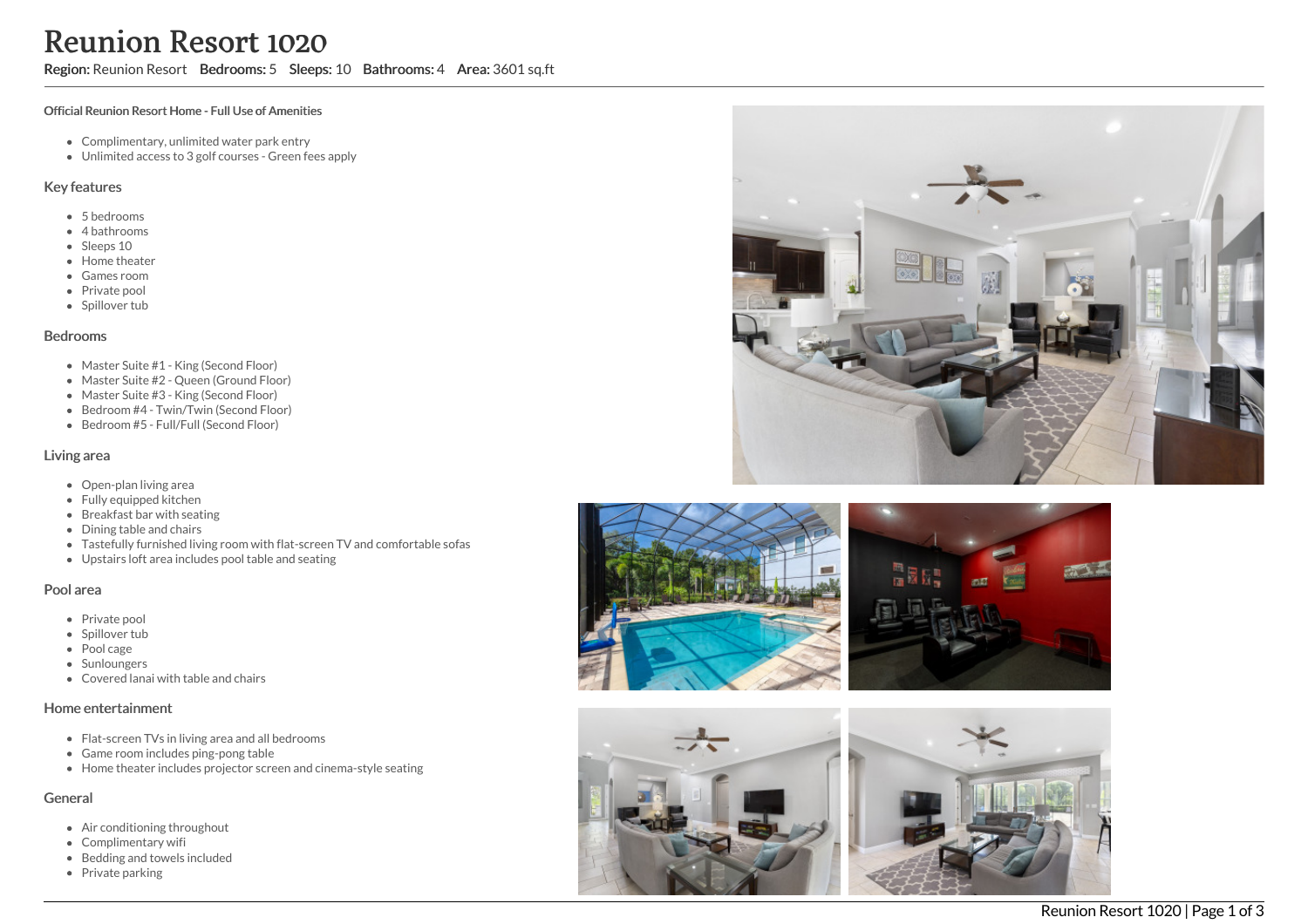# Reunion Resort 1020

**Region:** Reunion Resort **Bedrooms:** 5 **Sleeps:** 10 **Bathrooms:** 4 **Area:** 3601 sq.ft

**Official Reunion Resort Home - Full Use of Amenities**

- Complimentary, unlimited water park entry
- Unlimited access to 3 golf courses - Green fees apply

## Key features

- 5 bedrooms
- 4 bathrooms
- Sleeps 10
- Home theater
- Games room
- Private pool
- Spillover tub

## Bedrooms

- Master Suite #1 - King (Second Floor)
- Master Suite #2 - Queen (Ground Floor)
- Master Suite #3 - King (Second Floor)
- Bedroom #4 - Twin/Twin (Second Floor)
- Bedroom #5 - Full/Full (Second Floor)

## Living area

- Open-plan living area
- Fully equipped kitchen
- Breakfast bar with seating
- Dining table and chairs
- Tastefully furnished living room with flat-screen TV and comfortable sofas
- Upstairs loft area includes pool table and seating

## Pool area

- Private pool
- Spillover tub
- Pool cage
- Sunloungers
- Covered lanai with table and chairs

## Home entertainment

- Flat-screen TVs in living area and all bedrooms
- Game room includes ping-pong table
- Home theater includes projector screen and cinema-style seating

## General

- Air conditioning throughout
- Complimentary wifi
- Bedding and towels included
- Private parking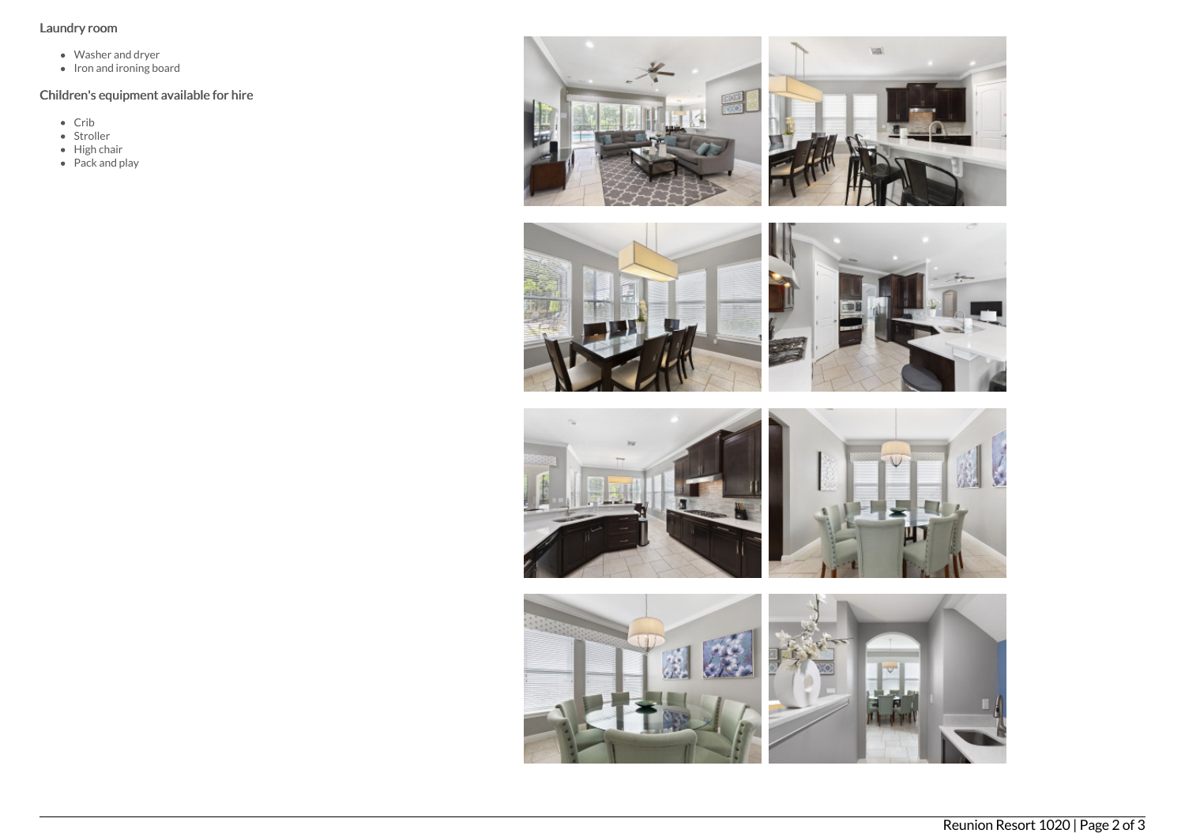### Laundry room

- Washer and dryer
- Iron and ironing board

### Children's equipment available for hire

- Crib
- Stroller
- High chair
- Pack and play